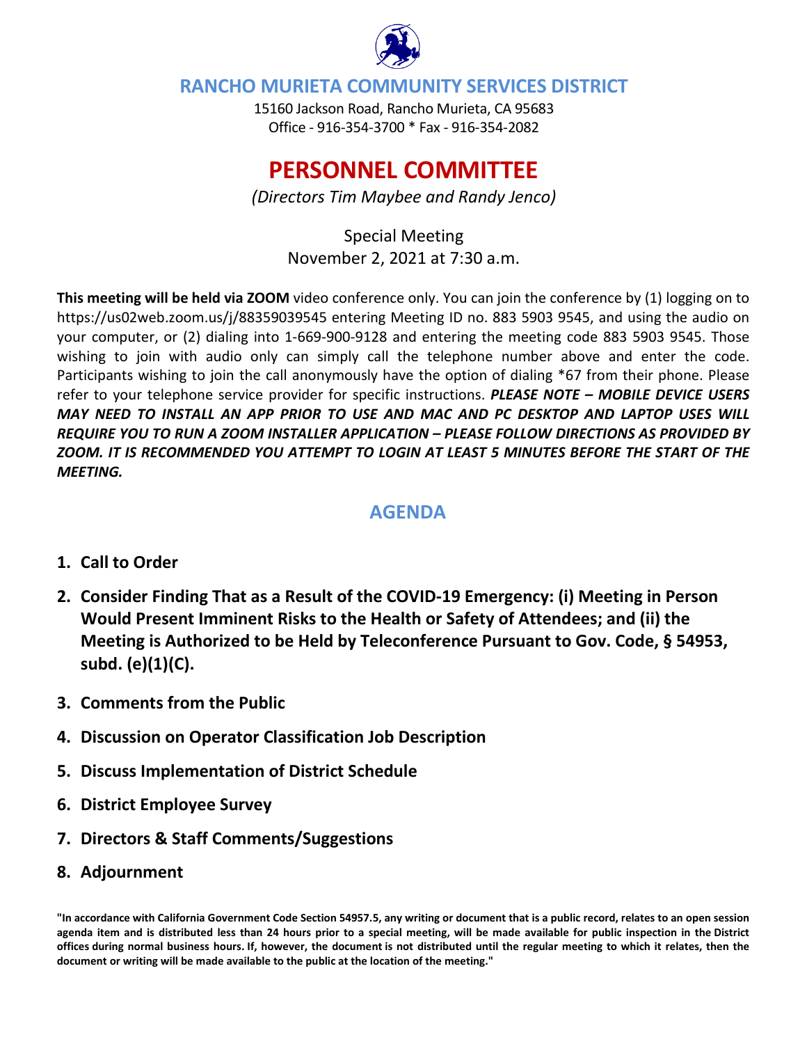# RANCHO MURIETA COMMUNITY SERVICES DISTRICT

15160 Jackson Road, Rancho Murieta, CA 95683
Office - 916-354-3700 * Fax - 916-354-2082

# PERSONNEL COMMITTEE

*(Directors Tim Maybee and Randy Jenco)*

Special Meeting
November 2, 2021 at 7:30 a.m.

**This meeting will be held via ZOOM** video conference only. You can join the conference by (1) logging on to https://us02web.zoom.us/j/88359039545 entering Meeting ID no. 883 5903 9545, and using the audio on your computer, or (2) dialing into 1-669-900-9128 and entering the meeting code 883 5903 9545. Those wishing to join with audio only can simply call the telephone number above and enter the code. Participants wishing to join the call anonymously have the option of dialing *67 from their phone. Please refer to your telephone service provider for specific instructions. ***PLEASE NOTE – MOBILE DEVICE USERS MAY NEED TO INSTALL AN APP PRIOR TO USE AND MAC AND PC DESKTOP AND LAPTOP USES WILL REQUIRE YOU TO RUN A ZOOM INSTALLER APPLICATION – PLEASE FOLLOW DIRECTIONS AS PROVIDED BY ZOOM. IT IS RECOMMENDED YOU ATTEMPT TO LOGIN AT LEAST 5 MINUTES BEFORE THE START OF THE MEETING.***

## AGENDA

1. **Call to Order**
2. **Consider Finding That as a Result of the COVID-19 Emergency: (i) Meeting in Person Would Present Imminent Risks to the Health or Safety of Attendees; and (ii) the Meeting is Authorized to be Held by Teleconference Pursuant to Gov. Code, § 54953, subd. (e)(1)(C).**
3. **Comments from the Public**
4. **Discussion on Operator Classification Job Description**
5. **Discuss Implementation of District Schedule**
6. **District Employee Survey**
7. **Directors & Staff Comments/Suggestions**
8. **Adjournment**

**"In accordance with California Government Code Section 54957.5, any writing or document that is a public record, relates to an open session agenda item and is distributed less than 24 hours prior to a special meeting, will be made available for public inspection in the District offices during normal business hours. If, however, the document is not distributed until the regular meeting to which it relates, then the document or writing will be made available to the public at the location of the meeting."**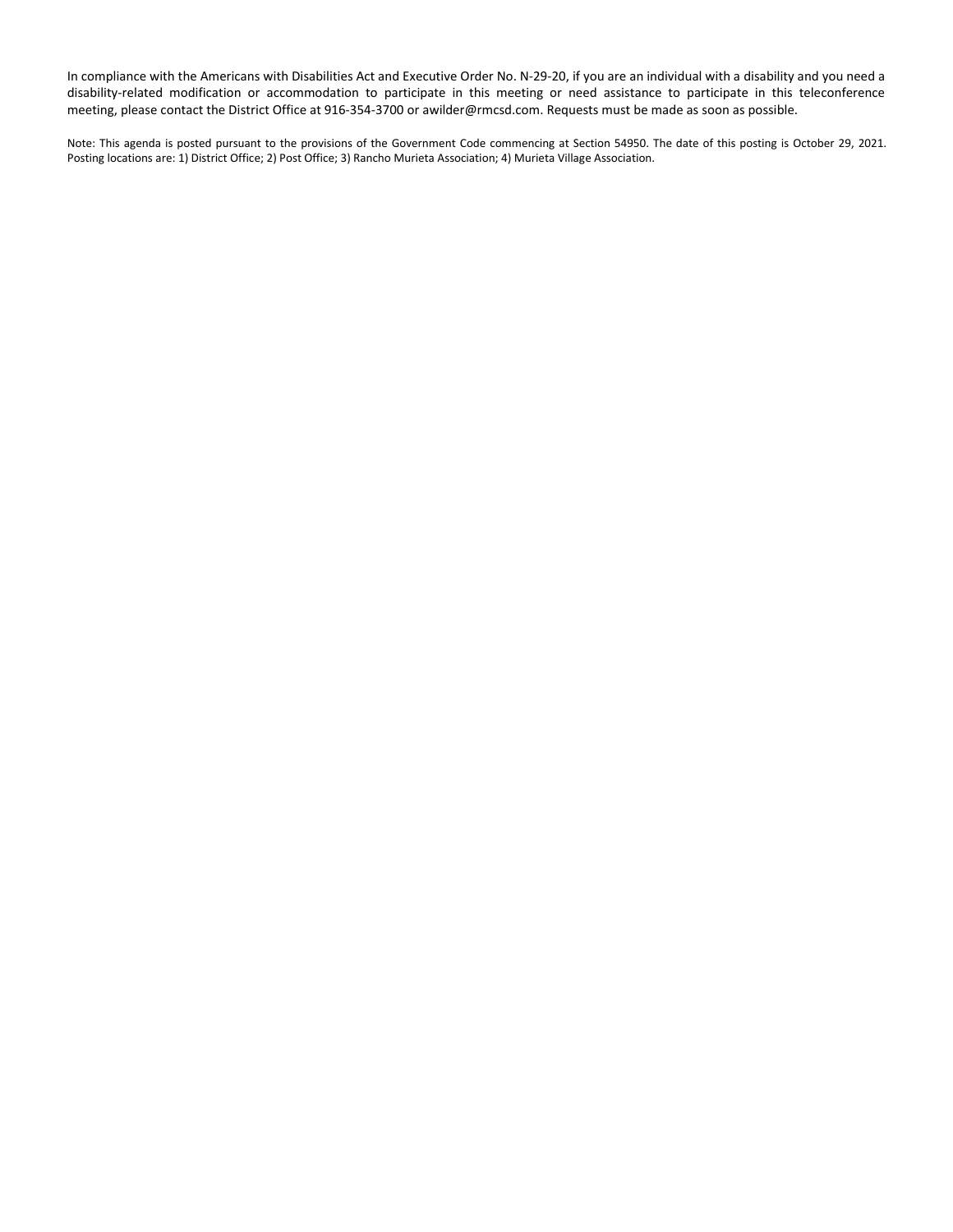In compliance with the Americans with Disabilities Act and Executive Order No. N-29-20, if you are an individual with a disability and you need a disability-related modification or accommodation to participate in this meeting or need assistance to participate in this teleconference meeting, please contact the District Office at 916-354-3700 or awilder@rmcsd.com. Requests must be made as soon as possible.

Note: This agenda is posted pursuant to the provisions of the Government Code commencing at Section 54950. The date of this posting is October 29, 2021. Posting locations are: 1) District Office; 2) Post Office; 3) Rancho Murieta Association; 4) Murieta Village Association.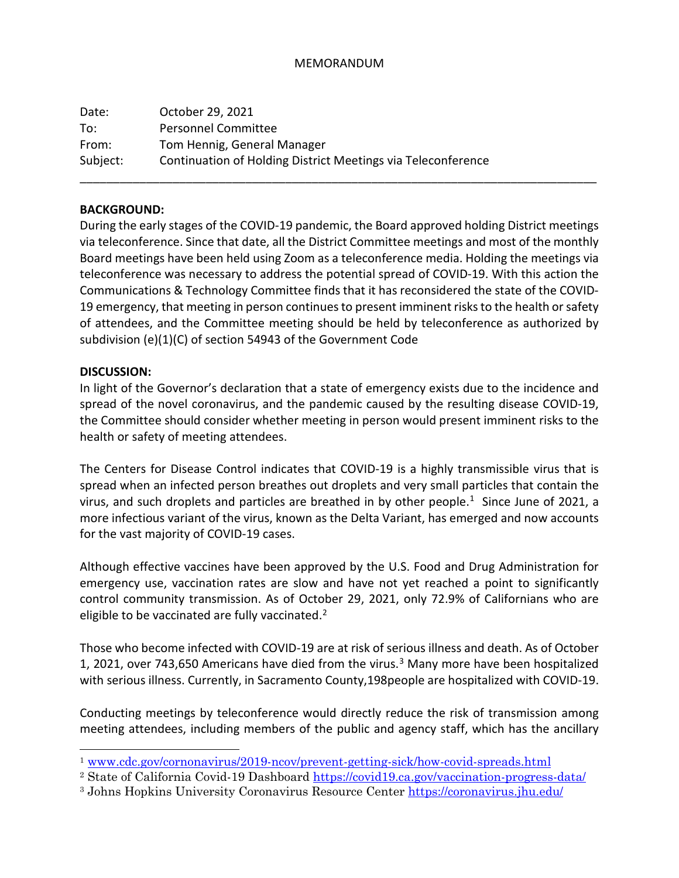# MEMORANDUM

Date: October 29, 2021
To: Personnel Committee
From: Tom Hennig, General Manager
Subject: Continuation of Holding District Meetings via Teleconference

---

**BACKGROUND:**

During the early stages of the COVID-19 pandemic, the Board approved holding District meetings via teleconference. Since that date, all the District Committee meetings and most of the monthly Board meetings have been held using Zoom as a teleconference media. Holding the meetings via teleconference was necessary to address the potential spread of COVID-19. With this action the Communications & Technology Committee finds that it has reconsidered the state of the COVID-19 emergency, that meeting in person continues to present imminent risks to the health or safety of attendees, and the Committee meeting should be held by teleconference as authorized by subdivision (e)(1)(C) of section 54943 of the Government Code

**DISCUSSION:**

In light of the Governor's declaration that a state of emergency exists due to the incidence and spread of the novel coronavirus, and the pandemic caused by the resulting disease COVID-19, the Committee should consider whether meeting in person would present imminent risks to the health or safety of meeting attendees.

The Centers for Disease Control indicates that COVID-19 is a highly transmissible virus that is spread when an infected person breathes out droplets and very small particles that contain the virus, and such droplets and particles are breathed in by other people.[1] Since June of 2021, a more infectious variant of the virus, known as the Delta Variant, has emerged and now accounts for the vast majority of COVID-19 cases.

Although effective vaccines have been approved by the U.S. Food and Drug Administration for emergency use, vaccination rates are slow and have not yet reached a point to significantly control community transmission. As of October 29, 2021, only 72.9% of Californians who are eligible to be vaccinated are fully vaccinated.[2]

Those who become infected with COVID-19 are at risk of serious illness and death. As of October 1, 2021, over 743,650 Americans have died from the virus.[3] Many more have been hospitalized with serious illness. Currently, in Sacramento County,198people are hospitalized with COVID-19.

Conducting meetings by teleconference would directly reduce the risk of transmission among meeting attendees, including members of the public and agency staff, which has the ancillary

---

[1] www.cdc.gov/cornonavirus/2019-ncov/prevent-getting-sick/how-covid-spreads.html

[2] State of California Covid-19 Dashboard https://covid19.ca.gov/vaccination-progress-data/

[3] Johns Hopkins University Coronavirus Resource Center https://coronavirus.jhu.edu/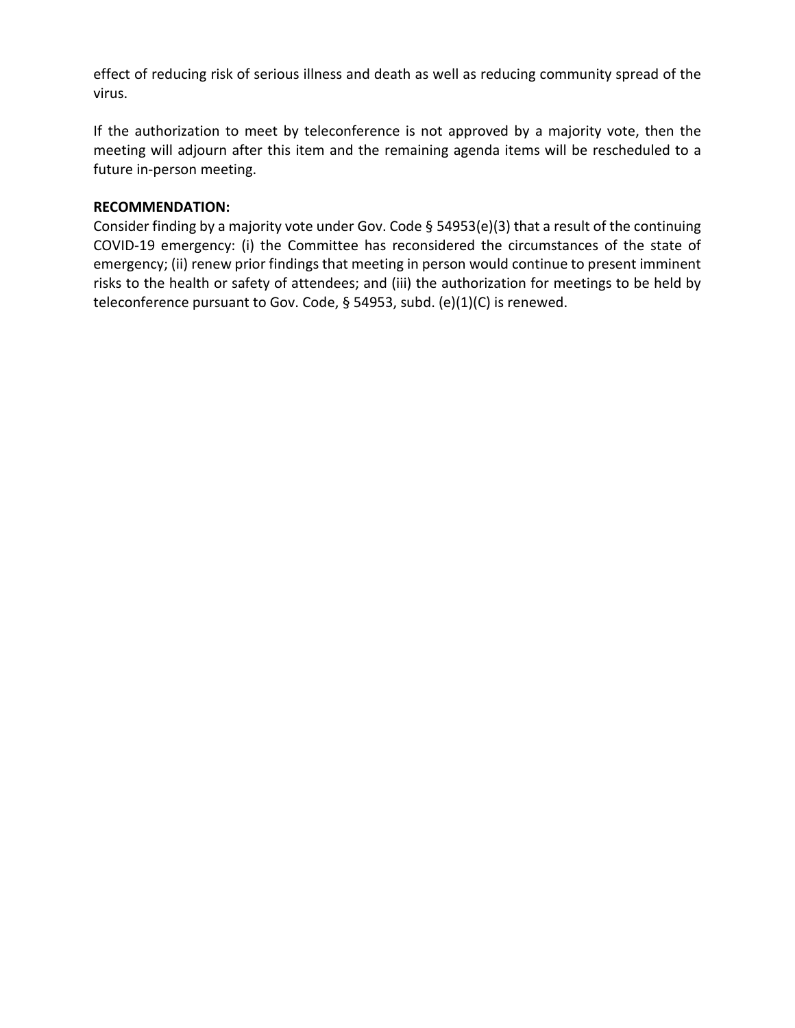effect of reducing risk of serious illness and death as well as reducing community spread of the virus.

If the authorization to meet by teleconference is not approved by a majority vote, then the meeting will adjourn after this item and the remaining agenda items will be rescheduled to a future in-person meeting.

**RECOMMENDATION:**
Consider finding by a majority vote under Gov. Code § 54953(e)(3) that a result of the continuing COVID-19 emergency: (i) the Committee has reconsidered the circumstances of the state of emergency; (ii) renew prior findings that meeting in person would continue to present imminent risks to the health or safety of attendees; and (iii) the authorization for meetings to be held by teleconference pursuant to Gov. Code, § 54953, subd. (e)(1)(C) is renewed.